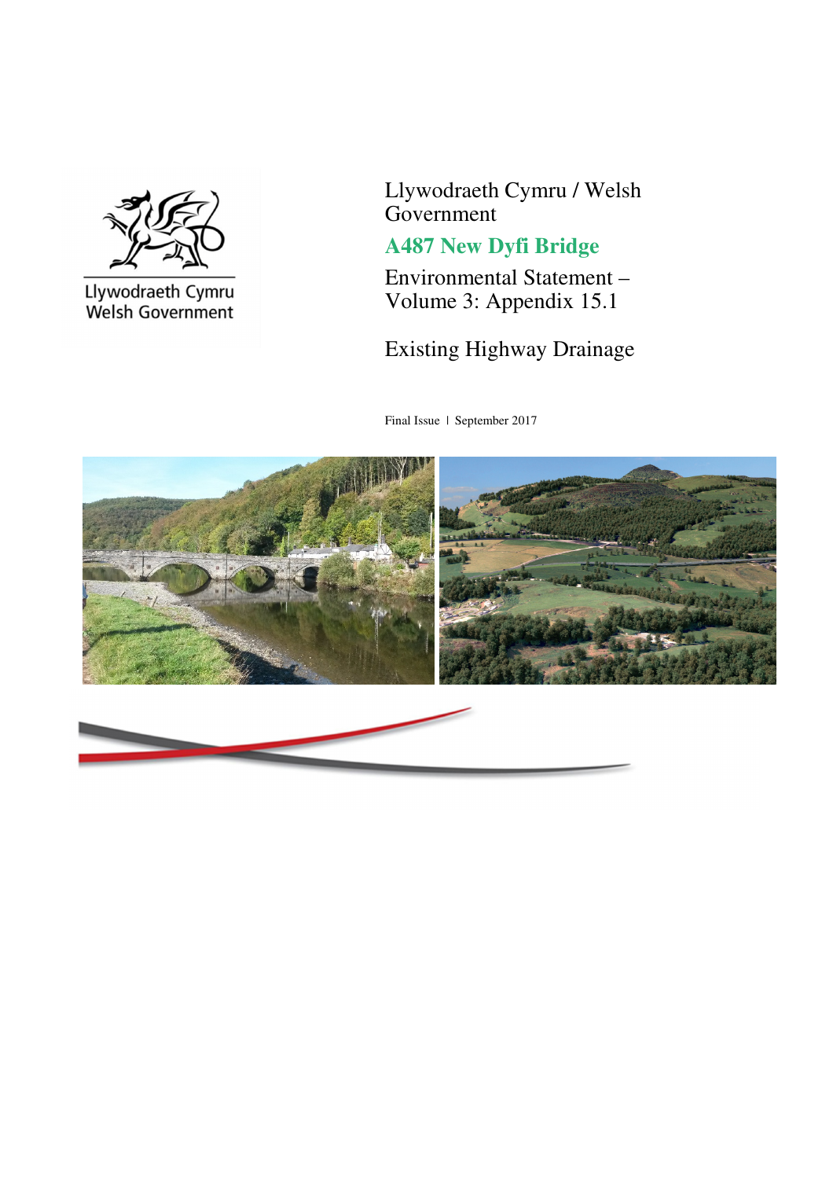Llywodraeth Cymru
Welsh Government

Llywodraeth Cymru / Welsh Government

# A487 New Dyfi Bridge

Environmental Statement – Volume 3: Appendix 15.1

## Existing Highway Drainage

Final Issue | September 2017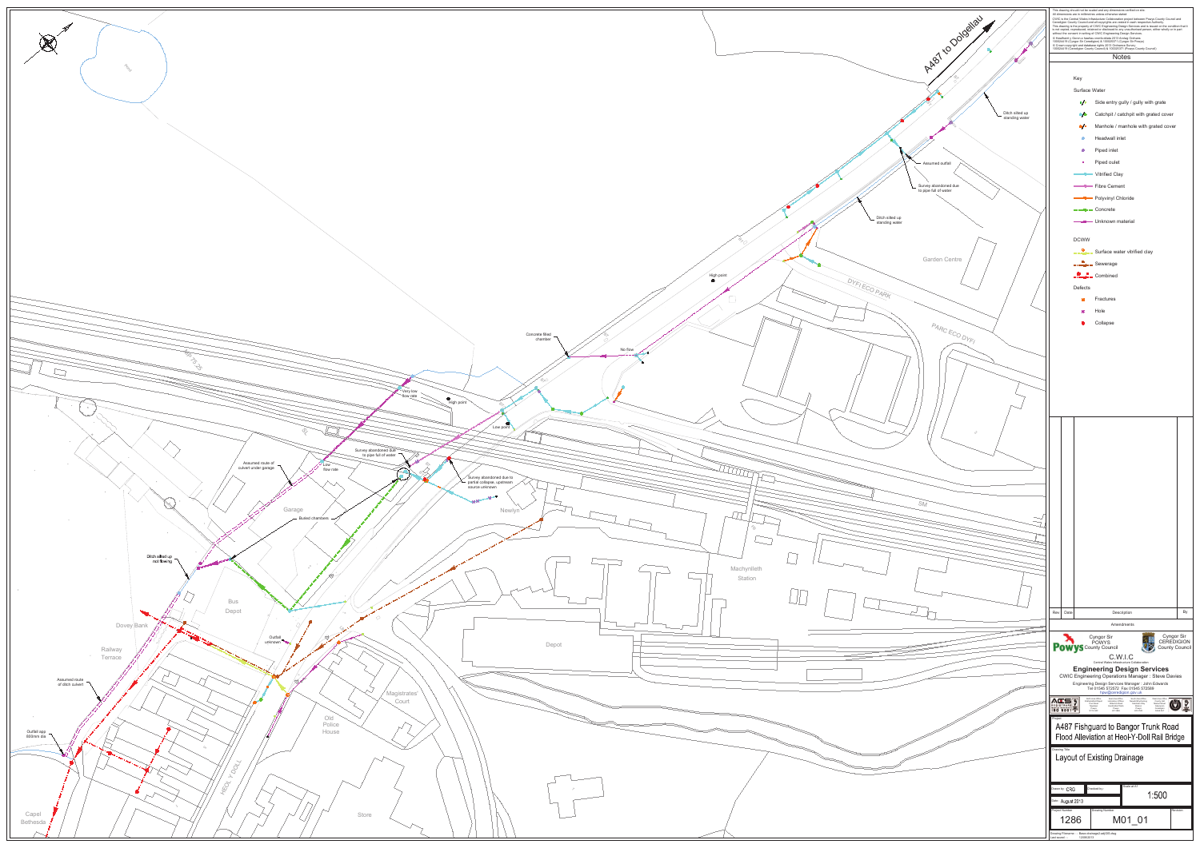This drawing should not be scaled and any dimensions verified on site.
All dimensions are in millimetres unless otherwise stated.

CWIC is the Central Wales Infrastructure Collaboration project between Powys County Council and Ceredigion County Council and all copyrights are vested in each respective Authority.
This drawing is the property of CWIC Engineering Design Services and is issued on the condition that it is not copied, reproduced, retained or disclosed to any unauthorised person, either wholly or in part without the consent in writing of CWIC Engineering Design Services.
© Hawlfraint y Goron a hawliau cronfa ddata 2013 Arolwg Ordnans 100024419 (Cyngor Sir Ceredigion) & 100025371 (Cyngor Sir Powys)
© Crown copyright and database rights 2013 Ordnance Survey 100024419 (Ceredigion County Council) & 100025371 (Powys County Council)

## Notes

### Key

**Surface Water**

- Side entry gully / gully with grate
- Catchpit / catchpit with grated cover
- Manhole / manhole with grated cover
- Headwall inlet
- Piped inlet
- Piped outlet
- Vitrified Clay
- Fibre Cement
- Polyvinyl Chloride
- Concrete
- Unknown material

**DCWW**

- Surface water vitrified clay
- Sewerage
- Combined

**Defects**

- Fractures
- Hole
- Collapse

| Rev | Date | Description | By |
|---|---|---|---|

Amendments

Cyngor Sir POWYS County Council

Cyngor Sir CEREDIGION County Council

C.W.I.C
Central Wales Infrastructure Collaboration

**Engineering Design Services**

CWIC Engineering Operations Manager : Steve Davies

Engineering Design Services Manager : John Edwards
Tel 01545 572572 Fax 01545 572569
highways@ceredigion.gov.uk

Project:

# A487 Fishguard to Bangor Trunk Road Flood Alleviation at Heol-Y-Doll Rail Bridge

Drawing Title:

## Layout of Existing Drainage

Drawn by: CRG | Checked by: | Scale at A1: 1:500

Date: August 2013

Project Number: 1286 | Drawing Number: M01_01 | Revision:

Drawing Filename: Base drainage2.adj/05.dwg

---

A487 to Dolgellau

Ditch silted up standing water

Assumed outfall

Survey abandoned due to pipe full of water

Ditch silted up standing water

Garden Centre

High point

DYFI ECO PARK

PARC ECO DYFI

Concrete filled chamber

No flow

Pond

Very low flow rate

High point

Low point

Survey abandoned due to pipe full of water

Assumed route of culvert under garage

Low flow rate

Survey abandoned due to partial collapse, upstream source unknown

Newlyn

Garage

Buried chambers

Ditch silted up not flowing

Bus Depot

Machynlleth Station

Depot

Dovey Bank

Railway Terrace

Outfall unknown

Assumed route of ditch culvert

Magistrates' Court

Old Police House

Outfall app 900mm dia

HEOL Y DOLL

Capel Bethesda

Store